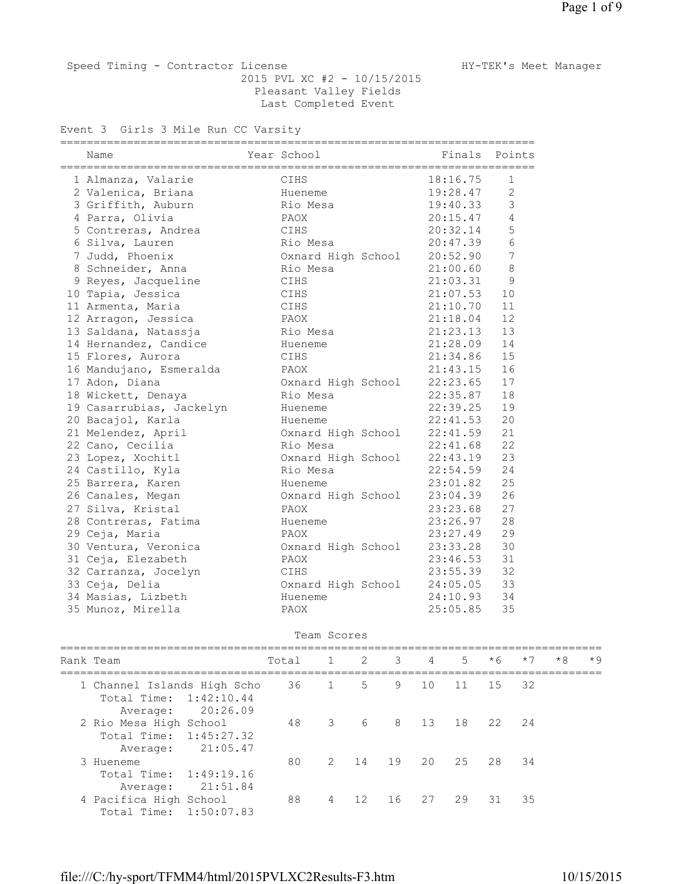Speed Timing - Contractor License HY-TEK's Meet Manager

2015 PVL XC #2 - 10/15/2015

Pleasant Valley Fields

Last Completed Event

## Event 3 Girls 3 Mile Run CC Varsity

| | Name | Year | School | Finals | Points |
|---|---|---|---|---|---|
| 1 | Almanza, Valarie | | CIHS | 18:16.75 | 1 |
| 2 | Valenica, Briana | | Hueneme | 19:28.47 | 2 |
| 3 | Griffith, Auburn | | Rio Mesa | 19:40.33 | 3 |
| 4 | Parra, Olivia | | PAOX | 20:15.47 | 4 |
| 5 | Contreras, Andrea | | CIHS | 20:32.14 | 5 |
| 6 | Silva, Lauren | | Rio Mesa | 20:47.39 | 6 |
| 7 | Judd, Phoenix | | Oxnard High School | 20:52.90 | 7 |
| 8 | Schneider, Anna | | Rio Mesa | 21:00.60 | 8 |
| 9 | Reyes, Jacqueline | | CIHS | 21:03.31 | 9 |
| 10 | Tapia, Jessica | | CIHS | 21:07.53 | 10 |
| 11 | Armenta, Maria | | CIHS | 21:10.70 | 11 |
| 12 | Arragon, Jessica | | PAOX | 21:18.04 | 12 |
| 13 | Saldana, Natassja | | Rio Mesa | 21:23.13 | 13 |
| 14 | Hernandez, Candice | | Hueneme | 21:28.09 | 14 |
| 15 | Flores, Aurora | | CIHS | 21:34.86 | 15 |
| 16 | Mandujano, Esmeralda | | PAOX | 21:43.15 | 16 |
| 17 | Adon, Diana | | Oxnard High School | 22:23.65 | 17 |
| 18 | Wickett, Denaya | | Rio Mesa | 22:35.87 | 18 |
| 19 | Casarrubias, Jackelyn | | Hueneme | 22:39.25 | 19 |
| 20 | Bacajol, Karla | | Hueneme | 22:41.53 | 20 |
| 21 | Melendez, April | | Oxnard High School | 22:41.59 | 21 |
| 22 | Cano, Cecilia | | Rio Mesa | 22:41.68 | 22 |
| 23 | Lopez, Xochitl | | Oxnard High School | 22:43.19 | 23 |
| 24 | Castillo, Kyla | | Rio Mesa | 22:54.59 | 24 |
| 25 | Barrera, Karen | | Hueneme | 23:01.82 | 25 |
| 26 | Canales, Megan | | Oxnard High School | 23:04.39 | 26 |
| 27 | Silva, Kristal | | PAOX | 23:23.68 | 27 |
| 28 | Contreras, Fatima | | Hueneme | 23:26.97 | 28 |
| 29 | Ceja, Maria | | PAOX | 23:27.49 | 29 |
| 30 | Ventura, Veronica | | Oxnard High School | 23:33.28 | 30 |
| 31 | Ceja, Elezabeth | | PAOX | 23:46.53 | 31 |
| 32 | Carranza, Jocelyn | | CIHS | 23:55.39 | 32 |
| 33 | Ceja, Delia | | Oxnard High School | 24:05.05 | 33 |
| 34 | Masias, Lizbeth | | Hueneme | 24:10.93 | 34 |
| 35 | Munoz, Mirella | | PAOX | 25:05.85 | 35 |

### Team Scores

| Rank | Team | Total | 1 | 2 | 3 | 4 | 5 | *6 | *7 | *8 | *9 |
|---|---|---|---|---|---|---|---|---|---|---|---|
| 1 | Channel Islands High Scho | 36 | 1 | 5 | 9 | 10 | 11 | 15 | 32 | | |
| | Total Time: 1:42:10.44 | | | | | | | | | | |
| | Average: 20:26.09 | | | | | | | | | | |
| 2 | Rio Mesa High School | 48 | 3 | 6 | 8 | 13 | 18 | 22 | 24 | | |
| | Total Time: 1:45:27.32 | | | | | | | | | | |
| | Average: 21:05.47 | | | | | | | | | | |
| 3 | Hueneme | 80 | 2 | 14 | 19 | 20 | 25 | 28 | 34 | | |
| | Total Time: 1:49:19.16 | | | | | | | | | | |
| | Average: 21:51.84 | | | | | | | | | | |
| 4 | Pacifica High School | 88 | 4 | 12 | 16 | 27 | 29 | 31 | 35 | | |
| | Total Time: 1:50:07.83 | | | | | | | | | | |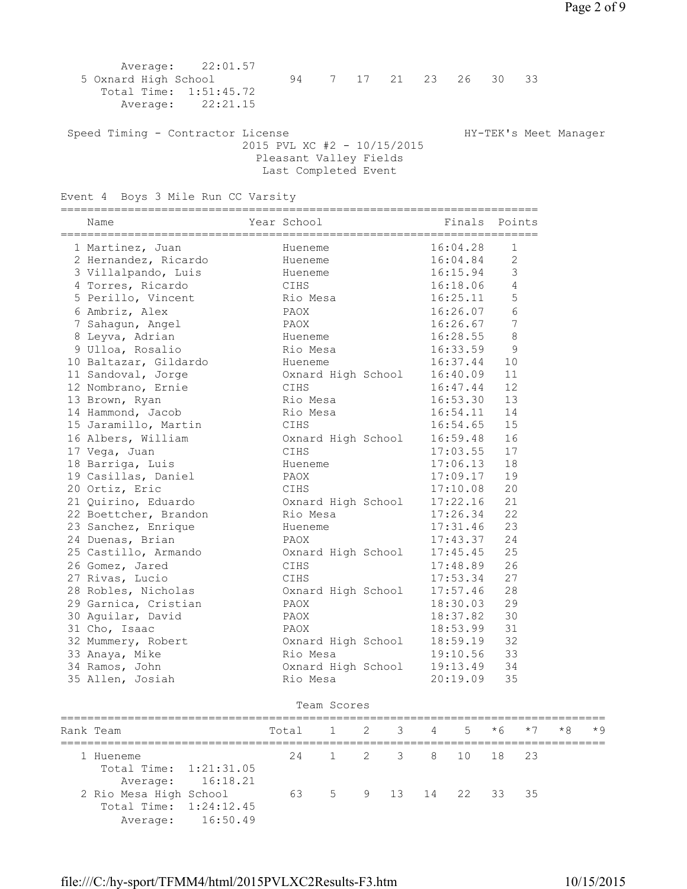Average: 22:01.57

| Rank Team | Total | 1 | 2 | 3 | 4 | 5 | *6 | *7 | *8 | *9 |
|---|---|---|---|---|---|---|---|---|---|---|
| 5 Oxnard High School | 94 | 7 | 17 | 21 | 23 | 26 | 30 | 33 | | |

Total Time: 1:51:45.72
Average: 22:21.15

Speed Timing - Contractor License — HY-TEK's Meet Manager

2015 PVL XC #2 - 10/15/2015
Pleasant Valley Fields
Last Completed Event

## Event 4 Boys 3 Mile Run CC Varsity

| Name | Year | School | Finals | Points |
|---|---|---|---|---|
| 1 Martinez, Juan | | Hueneme | 16:04.28 | 1 |
| 2 Hernandez, Ricardo | | Hueneme | 16:04.84 | 2 |
| 3 Villalpando, Luis | | Hueneme | 16:15.94 | 3 |
| 4 Torres, Ricardo | | CIHS | 16:18.06 | 4 |
| 5 Perillo, Vincent | | Rio Mesa | 16:25.11 | 5 |
| 6 Ambriz, Alex | | PAOX | 16:26.07 | 6 |
| 7 Sahagun, Angel | | PAOX | 16:26.67 | 7 |
| 8 Leyva, Adrian | | Hueneme | 16:28.55 | 8 |
| 9 Ulloa, Rosalio | | Rio Mesa | 16:33.59 | 9 |
| 10 Baltazar, Gildardo | | Hueneme | 16:37.44 | 10 |
| 11 Sandoval, Jorge | | Oxnard High School | 16:40.09 | 11 |
| 12 Nombrano, Ernie | | CIHS | 16:47.44 | 12 |
| 13 Brown, Ryan | | Rio Mesa | 16:53.30 | 13 |
| 14 Hammond, Jacob | | Rio Mesa | 16:54.11 | 14 |
| 15 Jaramillo, Martin | | CIHS | 16:54.65 | 15 |
| 16 Albers, William | | Oxnard High School | 16:59.48 | 16 |
| 17 Vega, Juan | | CIHS | 17:03.55 | 17 |
| 18 Barriga, Luis | | Hueneme | 17:06.13 | 18 |
| 19 Casillas, Daniel | | PAOX | 17:09.17 | 19 |
| 20 Ortiz, Eric | | CIHS | 17:10.08 | 20 |
| 21 Quirino, Eduardo | | Oxnard High School | 17:22.16 | 21 |
| 22 Boettcher, Brandon | | Rio Mesa | 17:26.34 | 22 |
| 23 Sanchez, Enrique | | Hueneme | 17:31.46 | 23 |
| 24 Duenas, Brian | | PAOX | 17:43.37 | 24 |
| 25 Castillo, Armando | | Oxnard High School | 17:45.45 | 25 |
| 26 Gomez, Jared | | CIHS | 17:48.89 | 26 |
| 27 Rivas, Lucio | | CIHS | 17:53.34 | 27 |
| 28 Robles, Nicholas | | Oxnard High School | 17:57.46 | 28 |
| 29 Garnica, Cristian | | PAOX | 18:30.03 | 29 |
| 30 Aguilar, David | | PAOX | 18:37.82 | 30 |
| 31 Cho, Isaac | | PAOX | 18:53.99 | 31 |
| 32 Mummery, Robert | | Oxnard High School | 18:59.19 | 32 |
| 33 Anaya, Mike | | Rio Mesa | 19:10.56 | 33 |
| 34 Ramos, John | | Oxnard High School | 19:13.49 | 34 |
| 35 Allen, Josiah | | Rio Mesa | 20:19.09 | 35 |

### Team Scores

| Rank Team | Total | 1 | 2 | 3 | 4 | 5 | *6 | *7 | *8 | *9 |
|---|---|---|---|---|---|---|---|---|---|---|
| 1 Hueneme | 24 | 1 | 2 | 3 | 8 | 10 | 18 | 23 | | |
| Total Time: 1:21:31.05 | | | | | | | | | | |
| Average: 16:18.21 | | | | | | | | | | |
| 2 Rio Mesa High School | 63 | 5 | 9 | 13 | 14 | 22 | 33 | 35 | | |
| Total Time: 1:24:12.45 | | | | | | | | | | |
| Average: 16:50.49 | | | | | | | | | | |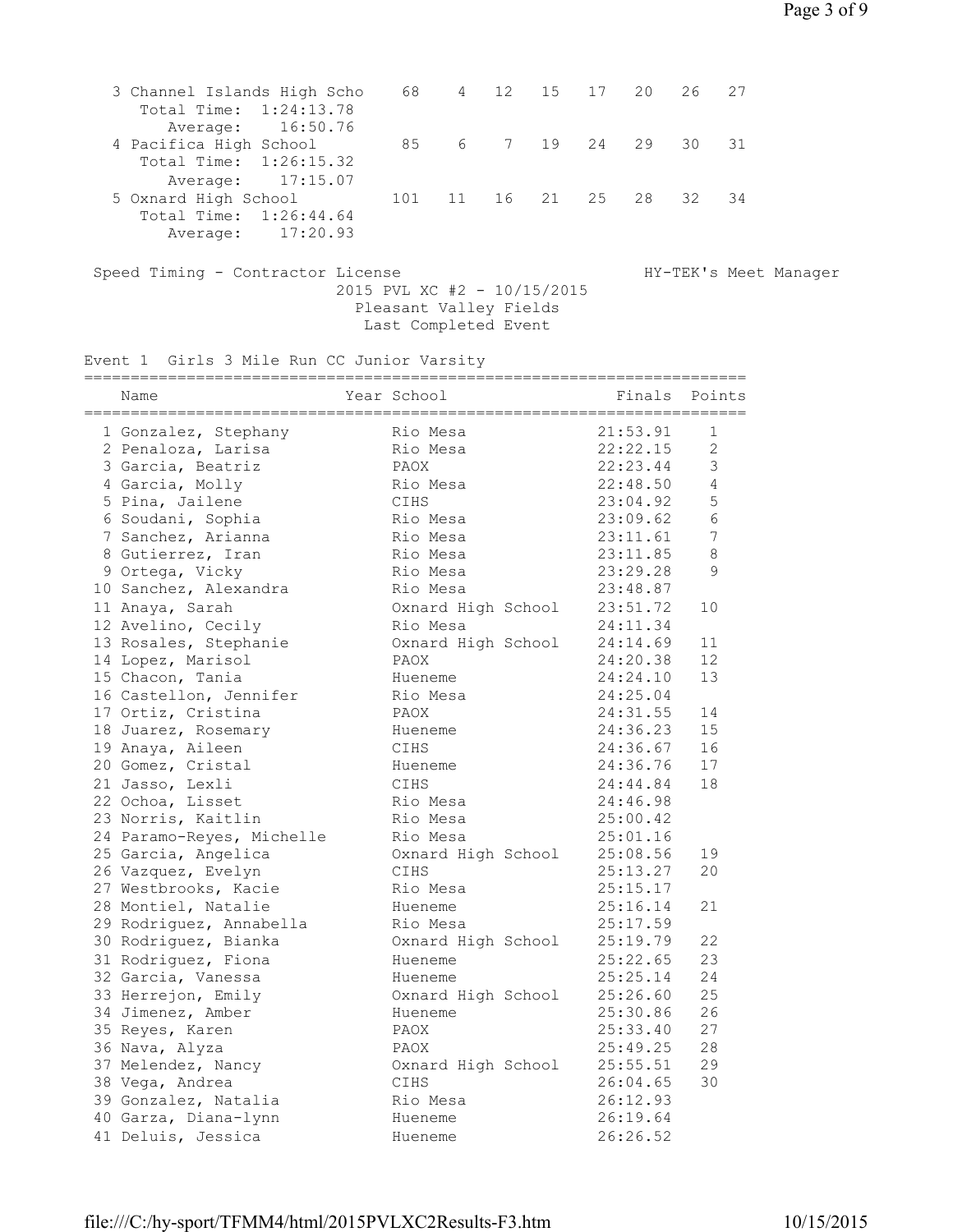| Place | Team | Score | 1 | 2 | 3 | 4 | 5 | 6 | 7 |
|---|---|---|---|---|---|---|---|---|---|
| 3 | Channel Islands High Scho | 68 | 4 | 12 | 15 | 17 | 20 | 26 | 27 |
| | Total Time: 1:24:13.78 | | | | | | | | |
| | Average: 16:50.76 | | | | | | | | |
| 4 | Pacifica High School | 85 | 6 | 7 | 19 | 24 | 29 | 30 | 31 |
| | Total Time: 1:26:15.32 | | | | | | | | |
| | Average: 17:15.07 | | | | | | | | |
| 5 | Oxnard High School | 101 | 11 | 16 | 21 | 25 | 28 | 32 | 34 |
| | Total Time: 1:26:44.64 | | | | | | | | |
| | Average: 17:20.93 | | | | | | | | |

Speed Timing - Contractor License HY-TEK's Meet Manager

2015 PVL XC #2 - 10/15/2015

Pleasant Valley Fields

Last Completed Event

Event 1 Girls 3 Mile Run CC Junior Varsity

| Place | Name | Year | School | Finals | Points |
|---|---|---|---|---|---|
| 1 | Gonzalez, Stephany | | Rio Mesa | 21:53.91 | 1 |
| 2 | Penaloza, Larisa | | Rio Mesa | 22:22.15 | 2 |
| 3 | Garcia, Beatriz | | PAOX | 22:23.44 | 3 |
| 4 | Garcia, Molly | | Rio Mesa | 22:48.50 | 4 |
| 5 | Pina, Jailene | | CIHS | 23:04.92 | 5 |
| 6 | Soudani, Sophia | | Rio Mesa | 23:09.62 | 6 |
| 7 | Sanchez, Arianna | | Rio Mesa | 23:11.61 | 7 |
| 8 | Gutierrez, Iran | | Rio Mesa | 23:11.85 | 8 |
| 9 | Ortega, Vicky | | Rio Mesa | 23:29.28 | 9 |
| 10 | Sanchez, Alexandra | | Rio Mesa | 23:48.87 | |
| 11 | Anaya, Sarah | | Oxnard High School | 23:51.72 | 10 |
| 12 | Avelino, Cecily | | Rio Mesa | 24:11.34 | |
| 13 | Rosales, Stephanie | | Oxnard High School | 24:14.69 | 11 |
| 14 | Lopez, Marisol | | PAOX | 24:20.38 | 12 |
| 15 | Chacon, Tania | | Hueneme | 24:24.10 | 13 |
| 16 | Castellon, Jennifer | | Rio Mesa | 24:25.04 | |
| 17 | Ortiz, Cristina | | PAOX | 24:31.55 | 14 |
| 18 | Juarez, Rosemary | | Hueneme | 24:36.23 | 15 |
| 19 | Anaya, Aileen | | CIHS | 24:36.67 | 16 |
| 20 | Gomez, Cristal | | Hueneme | 24:36.76 | 17 |
| 21 | Jasso, Lexli | | CIHS | 24:44.84 | 18 |
| 22 | Ochoa, Lisset | | Rio Mesa | 24:46.98 | |
| 23 | Norris, Kaitlin | | Rio Mesa | 25:00.42 | |
| 24 | Paramo-Reyes, Michelle | | Rio Mesa | 25:01.16 | |
| 25 | Garcia, Angelica | | Oxnard High School | 25:08.56 | 19 |
| 26 | Vazquez, Evelyn | | CIHS | 25:13.27 | 20 |
| 27 | Westbrooks, Kacie | | Rio Mesa | 25:15.17 | |
| 28 | Montiel, Natalie | | Hueneme | 25:16.14 | 21 |
| 29 | Rodriguez, Annabella | | Rio Mesa | 25:17.59 | |
| 30 | Rodriguez, Bianka | | Oxnard High School | 25:19.79 | 22 |
| 31 | Rodriguez, Fiona | | Hueneme | 25:22.65 | 23 |
| 32 | Garcia, Vanessa | | Hueneme | 25:25.14 | 24 |
| 33 | Herrejon, Emily | | Oxnard High School | 25:26.60 | 25 |
| 34 | Jimenez, Amber | | Hueneme | 25:30.86 | 26 |
| 35 | Reyes, Karen | | PAOX | 25:33.40 | 27 |
| 36 | Nava, Alyza | | PAOX | 25:49.25 | 28 |
| 37 | Melendez, Nancy | | Oxnard High School | 25:55.51 | 29 |
| 38 | Vega, Andrea | | CIHS | 26:04.65 | 30 |
| 39 | Gonzalez, Natalia | | Rio Mesa | 26:12.93 | |
| 40 | Garza, Diana-lynn | | Hueneme | 26:19.64 | |
| 41 | Deluis, Jessica | | Hueneme | 26:26.52 | |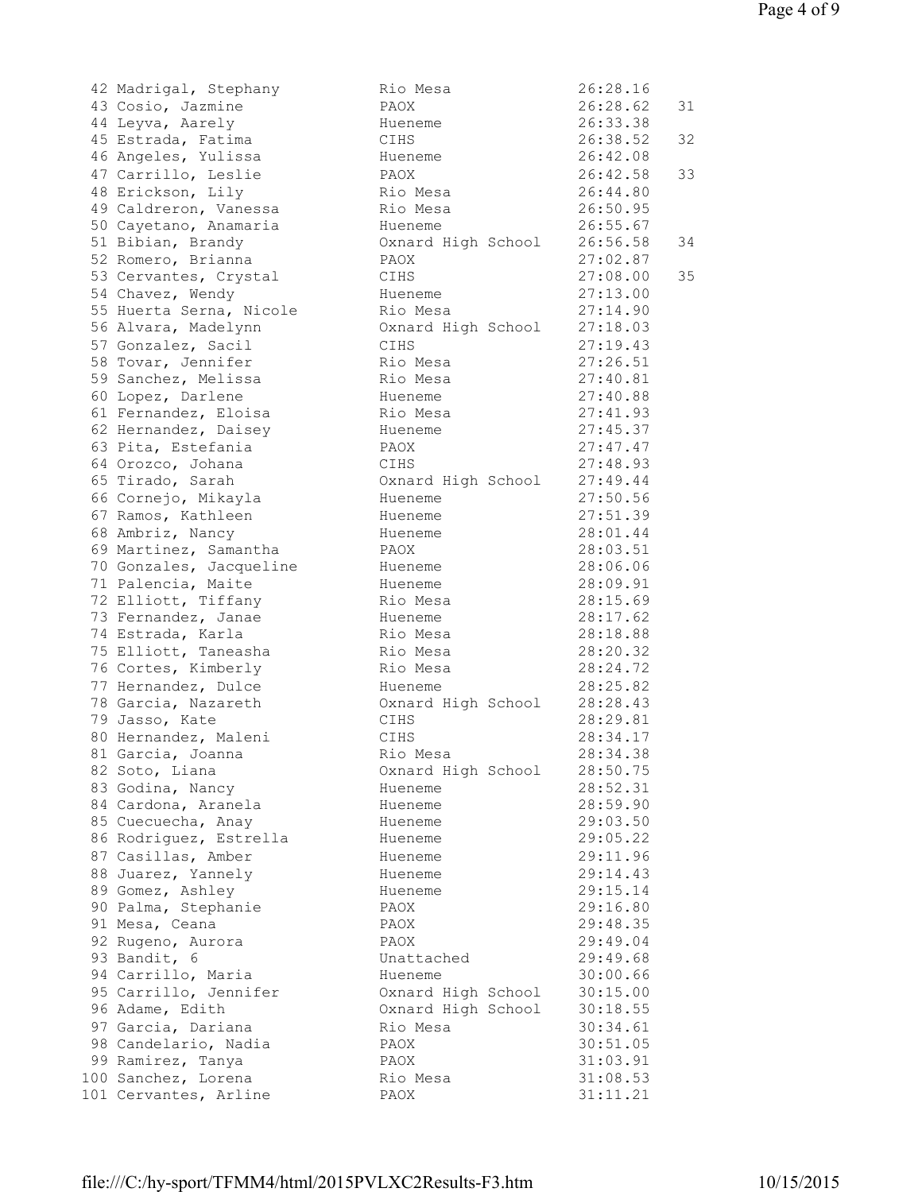| Place | Name | School | Time | Points |
|---|---|---|---|---|
| 42 | Madrigal, Stephany | Rio Mesa | 26:28.16 | |
| 43 | Cosio, Jazmine | PAOX | 26:28.62 | 31 |
| 44 | Leyva, Aarely | Hueneme | 26:33.38 | |
| 45 | Estrada, Fatima | CIHS | 26:38.52 | 32 |
| 46 | Angeles, Yulissa | Hueneme | 26:42.08 | |
| 47 | Carrillo, Leslie | PAOX | 26:42.58 | 33 |
| 48 | Erickson, Lily | Rio Mesa | 26:44.80 | |
| 49 | Caldreron, Vanessa | Rio Mesa | 26:50.95 | |
| 50 | Cayetano, Anamaria | Hueneme | 26:55.67 | |
| 51 | Bibian, Brandy | Oxnard High School | 26:56.58 | 34 |
| 52 | Romero, Brianna | PAOX | 27:02.87 | |
| 53 | Cervantes, Crystal | CIHS | 27:08.00 | 35 |
| 54 | Chavez, Wendy | Hueneme | 27:13.00 | |
| 55 | Huerta Serna, Nicole | Rio Mesa | 27:14.90 | |
| 56 | Alvara, Madelynn | Oxnard High School | 27:18.03 | |
| 57 | Gonzalez, Sacil | CIHS | 27:19.43 | |
| 58 | Tovar, Jennifer | Rio Mesa | 27:26.51 | |
| 59 | Sanchez, Melissa | Rio Mesa | 27:40.81 | |
| 60 | Lopez, Darlene | Hueneme | 27:40.88 | |
| 61 | Fernandez, Eloisa | Rio Mesa | 27:41.93 | |
| 62 | Hernandez, Daisey | Hueneme | 27:45.37 | |
| 63 | Pita, Estefania | PAOX | 27:47.47 | |
| 64 | Orozco, Johana | CIHS | 27:48.93 | |
| 65 | Tirado, Sarah | Oxnard High School | 27:49.44 | |
| 66 | Cornejo, Mikayla | Hueneme | 27:50.56 | |
| 67 | Ramos, Kathleen | Hueneme | 27:51.39 | |
| 68 | Ambriz, Nancy | Hueneme | 28:01.44 | |
| 69 | Martinez, Samantha | PAOX | 28:03.51 | |
| 70 | Gonzales, Jacqueline | Hueneme | 28:06.06 | |
| 71 | Palencia, Maite | Hueneme | 28:09.91 | |
| 72 | Elliott, Tiffany | Rio Mesa | 28:15.69 | |
| 73 | Fernandez, Janae | Hueneme | 28:17.62 | |
| 74 | Estrada, Karla | Rio Mesa | 28:18.88 | |
| 75 | Elliott, Taneasha | Rio Mesa | 28:20.32 | |
| 76 | Cortes, Kimberly | Rio Mesa | 28:24.72 | |
| 77 | Hernandez, Dulce | Hueneme | 28:25.82 | |
| 78 | Garcia, Nazareth | Oxnard High School | 28:28.43 | |
| 79 | Jasso, Kate | CIHS | 28:29.81 | |
| 80 | Hernandez, Maleni | CIHS | 28:34.17 | |
| 81 | Garcia, Joanna | Rio Mesa | 28:34.38 | |
| 82 | Soto, Liana | Oxnard High School | 28:50.75 | |
| 83 | Godina, Nancy | Hueneme | 28:52.31 | |
| 84 | Cardona, Aranela | Hueneme | 28:59.90 | |
| 85 | Cuecuecha, Anay | Hueneme | 29:03.50 | |
| 86 | Rodriguez, Estrella | Hueneme | 29:05.22 | |
| 87 | Casillas, Amber | Hueneme | 29:11.96 | |
| 88 | Juarez, Yannely | Hueneme | 29:14.43 | |
| 89 | Gomez, Ashley | Hueneme | 29:15.14 | |
| 90 | Palma, Stephanie | PAOX | 29:16.80 | |
| 91 | Mesa, Ceana | PAOX | 29:48.35 | |
| 92 | Rugeno, Aurora | PAOX | 29:49.04 | |
| 93 | Bandit, 6 | Unattached | 29:49.68 | |
| 94 | Carrillo, Maria | Hueneme | 30:00.66 | |
| 95 | Carrillo, Jennifer | Oxnard High School | 30:15.00 | |
| 96 | Adame, Edith | Oxnard High School | 30:18.55 | |
| 97 | Garcia, Dariana | Rio Mesa | 30:34.61 | |
| 98 | Candelario, Nadia | PAOX | 30:51.05 | |
| 99 | Ramirez, Tanya | PAOX | 31:03.91 | |
| 100 | Sanchez, Lorena | Rio Mesa | 31:08.53 | |
| 101 | Cervantes, Arline | PAOX | 31:11.21 | |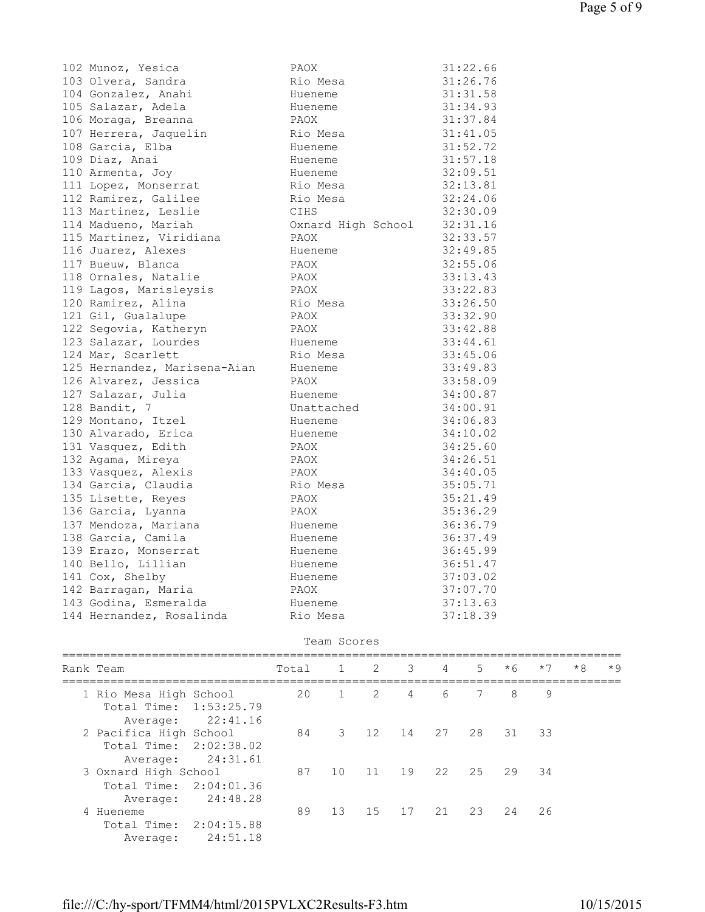| Place | Name | Team | Time |
|---|---|---|---|
| 102 | Munoz, Yesica | PAOX | 31:22.66 |
| 103 | Olvera, Sandra | Rio Mesa | 31:26.76 |
| 104 | Gonzalez, Anahi | Hueneme | 31:31.58 |
| 105 | Salazar, Adela | Hueneme | 31:34.93 |
| 106 | Moraga, Breanna | PAOX | 31:37.84 |
| 107 | Herrera, Jaquelin | Rio Mesa | 31:41.05 |
| 108 | Garcia, Elba | Hueneme | 31:52.72 |
| 109 | Diaz, Anai | Hueneme | 31:57.18 |
| 110 | Armenta, Joy | Hueneme | 32:09.51 |
| 111 | Lopez, Monserrat | Rio Mesa | 32:13.81 |
| 112 | Ramirez, Galilee | Rio Mesa | 32:24.06 |
| 113 | Martinez, Leslie | CIHS | 32:30.09 |
| 114 | Madueno, Mariah | Oxnard High School | 32:31.16 |
| 115 | Martinez, Viridiana | PAOX | 32:33.57 |
| 116 | Juarez, Alexes | Hueneme | 32:49.85 |
| 117 | Bueuw, Blanca | PAOX | 32:55.06 |
| 118 | Ornales, Natalie | PAOX | 33:13.43 |
| 119 | Lagos, Marisleysis | PAOX | 33:22.83 |
| 120 | Ramirez, Alina | Rio Mesa | 33:26.50 |
| 121 | Gil, Gualalupe | PAOX | 33:32.90 |
| 122 | Segovia, Katheryn | PAOX | 33:42.88 |
| 123 | Salazar, Lourdes | Hueneme | 33:44.61 |
| 124 | Mar, Scarlett | Rio Mesa | 33:45.06 |
| 125 | Hernandez, Marisena-Aian | Hueneme | 33:49.83 |
| 126 | Alvarez, Jessica | PAOX | 33:58.09 |
| 127 | Salazar, Julia | Hueneme | 34:00.87 |
| 128 | Bandit, 7 | Unattached | 34:00.91 |
| 129 | Montano, Itzel | Hueneme | 34:06.83 |
| 130 | Alvarado, Erica | Hueneme | 34:10.02 |
| 131 | Vasquez, Edith | PAOX | 34:25.60 |
| 132 | Agama, Mireya | PAOX | 34:26.51 |
| 133 | Vasquez, Alexis | PAOX | 34:40.05 |
| 134 | Garcia, Claudia | Rio Mesa | 35:05.71 |
| 135 | Lisette, Reyes | PAOX | 35:21.49 |
| 136 | Garcia, Lyanna | PAOX | 35:36.29 |
| 137 | Mendoza, Mariana | Hueneme | 36:36.79 |
| 138 | Garcia, Camila | Hueneme | 36:37.49 |
| 139 | Erazo, Monserrat | Hueneme | 36:45.99 |
| 140 | Bello, Lillian | Hueneme | 36:51.47 |
| 141 | Cox, Shelby | Hueneme | 37:03.02 |
| 142 | Barragan, Maria | PAOX | 37:07.70 |
| 143 | Godina, Esmeralda | Hueneme | 37:13.63 |
| 144 | Hernandez, Rosalinda | Rio Mesa | 37:18.39 |

## Team Scores

| Rank | Team | Total | 1 | 2 | 3 | 4 | 5 | *6 | *7 | *8 | *9 |
|---|---|---|---|---|---|---|---|---|---|---|---|
| 1 | Rio Mesa High School | 20 | 1 | 2 | 4 | 6 | 7 | 8 | 9 | | |
| | Total Time: 1:53:25.79 | | | | | | | | | | |
| | Average: 22:41.16 | | | | | | | | | | |
| 2 | Pacifica High School | 84 | 3 | 12 | 14 | 27 | 28 | 31 | 33 | | |
| | Total Time: 2:02:38.02 | | | | | | | | | | |
| | Average: 24:31.61 | | | | | | | | | | |
| 3 | Oxnard High School | 87 | 10 | 11 | 19 | 22 | 25 | 29 | 34 | | |
| | Total Time: 2:04:01.36 | | | | | | | | | | |
| | Average: 24:48.28 | | | | | | | | | | |
| 4 | Hueneme | 89 | 13 | 15 | 17 | 21 | 23 | 24 | 26 | | |
| | Total Time: 2:04:15.88 | | | | | | | | | | |
| | Average: 24:51.18 | | | | | | | | | | |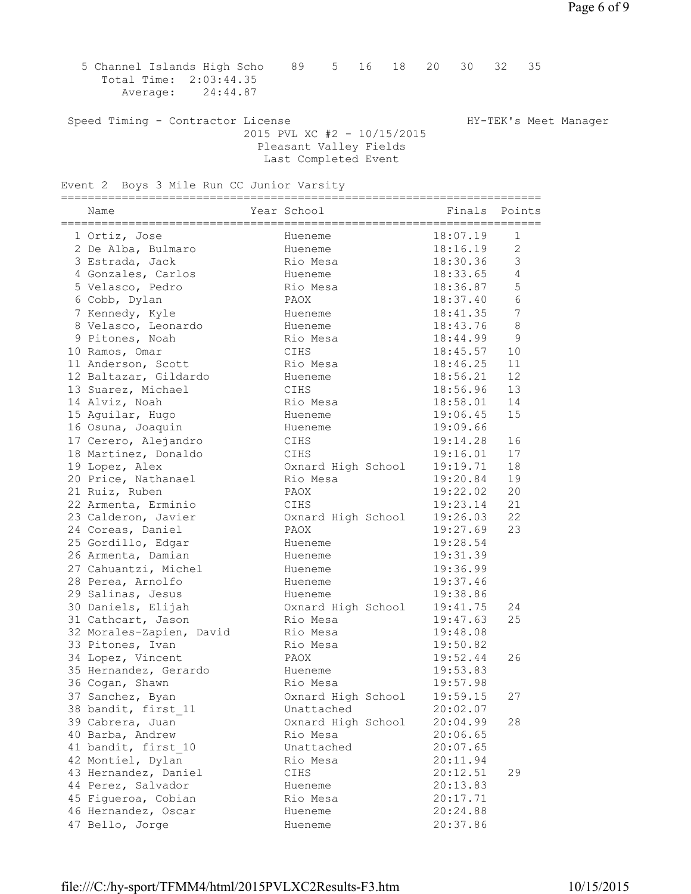| | | | | | | | | | |
|---|---|---|---|---|---|---|---|---|---|
| 5 | Channel Islands High Scho | 89 | 5 | 16 | 18 | 20 | 30 | 32 | 35 |

Total Time: 2:03:44.35
Average: 24:44.87

Speed Timing - Contractor License HY-TEK's Meet Manager

2015 PVL XC #2 - 10/15/2015
Pleasant Valley Fields
Last Completed Event

## Event 2 Boys 3 Mile Run CC Junior Varsity

| | Name | Year | School | Finals | Points |
|---|---|---|---|---|---|
| 1 | Ortiz, Jose | | Hueneme | 18:07.19 | 1 |
| 2 | De Alba, Bulmaro | | Hueneme | 18:16.19 | 2 |
| 3 | Estrada, Jack | | Rio Mesa | 18:30.36 | 3 |
| 4 | Gonzales, Carlos | | Hueneme | 18:33.65 | 4 |
| 5 | Velasco, Pedro | | Rio Mesa | 18:36.87 | 5 |
| 6 | Cobb, Dylan | | PAOX | 18:37.40 | 6 |
| 7 | Kennedy, Kyle | | Hueneme | 18:41.35 | 7 |
| 8 | Velasco, Leonardo | | Hueneme | 18:43.76 | 8 |
| 9 | Pitones, Noah | | Rio Mesa | 18:44.99 | 9 |
| 10 | Ramos, Omar | | CIHS | 18:45.57 | 10 |
| 11 | Anderson, Scott | | Rio Mesa | 18:46.25 | 11 |
| 12 | Baltazar, Gildardo | | Hueneme | 18:56.21 | 12 |
| 13 | Suarez, Michael | | CIHS | 18:56.96 | 13 |
| 14 | Alviz, Noah | | Rio Mesa | 18:58.01 | 14 |
| 15 | Aguilar, Hugo | | Hueneme | 19:06.45 | 15 |
| 16 | Osuna, Joaquin | | Hueneme | 19:09.66 | |
| 17 | Cerero, Alejandro | | CIHS | 19:14.28 | 16 |
| 18 | Martinez, Donaldo | | CIHS | 19:16.01 | 17 |
| 19 | Lopez, Alex | | Oxnard High School | 19:19.71 | 18 |
| 20 | Price, Nathanael | | Rio Mesa | 19:20.84 | 19 |
| 21 | Ruiz, Ruben | | PAOX | 19:22.02 | 20 |
| 22 | Armenta, Erminio | | CIHS | 19:23.14 | 21 |
| 23 | Calderon, Javier | | Oxnard High School | 19:26.03 | 22 |
| 24 | Coreas, Daniel | | PAOX | 19:27.69 | 23 |
| 25 | Gordillo, Edgar | | Hueneme | 19:28.54 | |
| 26 | Armenta, Damian | | Hueneme | 19:31.39 | |
| 27 | Cahuantzi, Michel | | Hueneme | 19:36.99 | |
| 28 | Perea, Arnolfo | | Hueneme | 19:37.46 | |
| 29 | Salinas, Jesus | | Hueneme | 19:38.86 | |
| 30 | Daniels, Elijah | | Oxnard High School | 19:41.75 | 24 |
| 31 | Cathcart, Jason | | Rio Mesa | 19:47.63 | 25 |
| 32 | Morales-Zapien, David | | Rio Mesa | 19:48.08 | |
| 33 | Pitones, Ivan | | Rio Mesa | 19:50.82 | |
| 34 | Lopez, Vincent | | PAOX | 19:52.44 | 26 |
| 35 | Hernandez, Gerardo | | Hueneme | 19:53.83 | |
| 36 | Cogan, Shawn | | Rio Mesa | 19:57.98 | |
| 37 | Sanchez, Byan | | Oxnard High School | 19:59.15 | 27 |
| 38 | bandit, first_11 | | Unattached | 20:02.07 | |
| 39 | Cabrera, Juan | | Oxnard High School | 20:04.99 | 28 |
| 40 | Barba, Andrew | | Rio Mesa | 20:06.65 | |
| 41 | bandit, first_10 | | Unattached | 20:07.65 | |
| 42 | Montiel, Dylan | | Rio Mesa | 20:11.94 | |
| 43 | Hernandez, Daniel | | CIHS | 20:12.51 | 29 |
| 44 | Perez, Salvador | | Hueneme | 20:13.83 | |
| 45 | Figueroa, Cobian | | Rio Mesa | 20:17.71 | |
| 46 | Hernandez, Oscar | | Hueneme | 20:24.88 | |
| 47 | Bello, Jorge | | Hueneme | 20:37.86 | |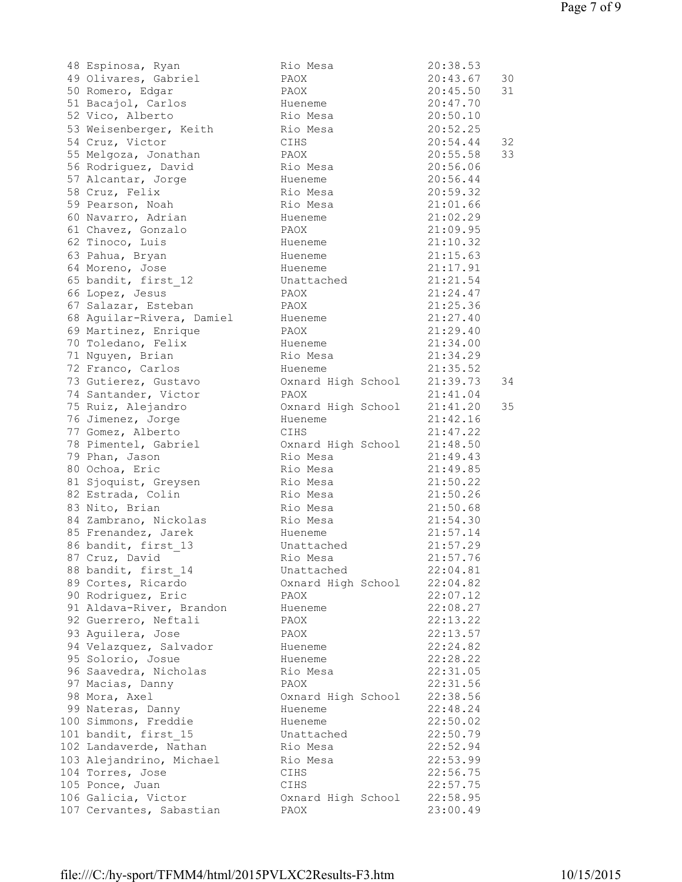| Place | Name | School | Time | Score |
|---|---|---|---|---|
| 48 | Espinosa, Ryan | Rio Mesa | 20:38.53 | |
| 49 | Olivares, Gabriel | PAOX | 20:43.67 | 30 |
| 50 | Romero, Edgar | PAOX | 20:45.50 | 31 |
| 51 | Bacajol, Carlos | Hueneme | 20:47.70 | |
| 52 | Vico, Alberto | Rio Mesa | 20:50.10 | |
| 53 | Weisenberger, Keith | Rio Mesa | 20:52.25 | |
| 54 | Cruz, Victor | CIHS | 20:54.44 | 32 |
| 55 | Melgoza, Jonathan | PAOX | 20:55.58 | 33 |
| 56 | Rodriguez, David | Rio Mesa | 20:56.06 | |
| 57 | Alcantar, Jorge | Hueneme | 20:56.44 | |
| 58 | Cruz, Felix | Rio Mesa | 20:59.32 | |
| 59 | Pearson, Noah | Rio Mesa | 21:01.66 | |
| 60 | Navarro, Adrian | Hueneme | 21:02.29 | |
| 61 | Chavez, Gonzalo | PAOX | 21:09.95 | |
| 62 | Tinoco, Luis | Hueneme | 21:10.32 | |
| 63 | Pahua, Bryan | Hueneme | 21:15.63 | |
| 64 | Moreno, Jose | Hueneme | 21:17.91 | |
| 65 | bandit, first_12 | Unattached | 21:21.54 | |
| 66 | Lopez, Jesus | PAOX | 21:24.47 | |
| 67 | Salazar, Esteban | PAOX | 21:25.36 | |
| 68 | Aguilar-Rivera, Damiel | Hueneme | 21:27.40 | |
| 69 | Martinez, Enrique | PAOX | 21:29.40 | |
| 70 | Toledano, Felix | Hueneme | 21:34.00 | |
| 71 | Nguyen, Brian | Rio Mesa | 21:34.29 | |
| 72 | Franco, Carlos | Hueneme | 21:35.52 | |
| 73 | Gutierez, Gustavo | Oxnard High School | 21:39.73 | 34 |
| 74 | Santander, Victor | PAOX | 21:41.04 | |
| 75 | Ruiz, Alejandro | Oxnard High School | 21:41.20 | 35 |
| 76 | Jimenez, Jorge | Hueneme | 21:42.16 | |
| 77 | Gomez, Alberto | CIHS | 21:47.22 | |
| 78 | Pimentel, Gabriel | Oxnard High School | 21:48.50 | |
| 79 | Phan, Jason | Rio Mesa | 21:49.43 | |
| 80 | Ochoa, Eric | Rio Mesa | 21:49.85 | |
| 81 | Sjoquist, Greysen | Rio Mesa | 21:50.22 | |
| 82 | Estrada, Colin | Rio Mesa | 21:50.26 | |
| 83 | Nito, Brian | Rio Mesa | 21:50.68 | |
| 84 | Zambrano, Nickolas | Rio Mesa | 21:54.30 | |
| 85 | Frenandez, Jarek | Hueneme | 21:57.14 | |
| 86 | bandit, first_13 | Unattached | 21:57.29 | |
| 87 | Cruz, David | Rio Mesa | 21:57.76 | |
| 88 | bandit, first_14 | Unattached | 22:04.81 | |
| 89 | Cortes, Ricardo | Oxnard High School | 22:04.82 | |
| 90 | Rodriguez, Eric | PAOX | 22:07.12 | |
| 91 | Aldava-River, Brandon | Hueneme | 22:08.27 | |
| 92 | Guerrero, Neftali | PAOX | 22:13.22 | |
| 93 | Aguilera, Jose | PAOX | 22:13.57 | |
| 94 | Velazquez, Salvador | Hueneme | 22:24.82 | |
| 95 | Solorio, Josue | Hueneme | 22:28.22 | |
| 96 | Saavedra, Nicholas | Rio Mesa | 22:31.05 | |
| 97 | Macias, Danny | PAOX | 22:31.56 | |
| 98 | Mora, Axel | Oxnard High School | 22:38.56 | |
| 99 | Nateras, Danny | Hueneme | 22:48.24 | |
| 100 | Simmons, Freddie | Hueneme | 22:50.02 | |
| 101 | bandit, first_15 | Unattached | 22:50.79 | |
| 102 | Landaverde, Nathan | Rio Mesa | 22:52.94 | |
| 103 | Alejandrino, Michael | Rio Mesa | 22:53.99 | |
| 104 | Torres, Jose | CIHS | 22:56.75 | |
| 105 | Ponce, Juan | CIHS | 22:57.75 | |
| 106 | Galicia, Victor | Oxnard High School | 22:58.95 | |
| 107 | Cervantes, Sabastian | PAOX | 23:00.49 | |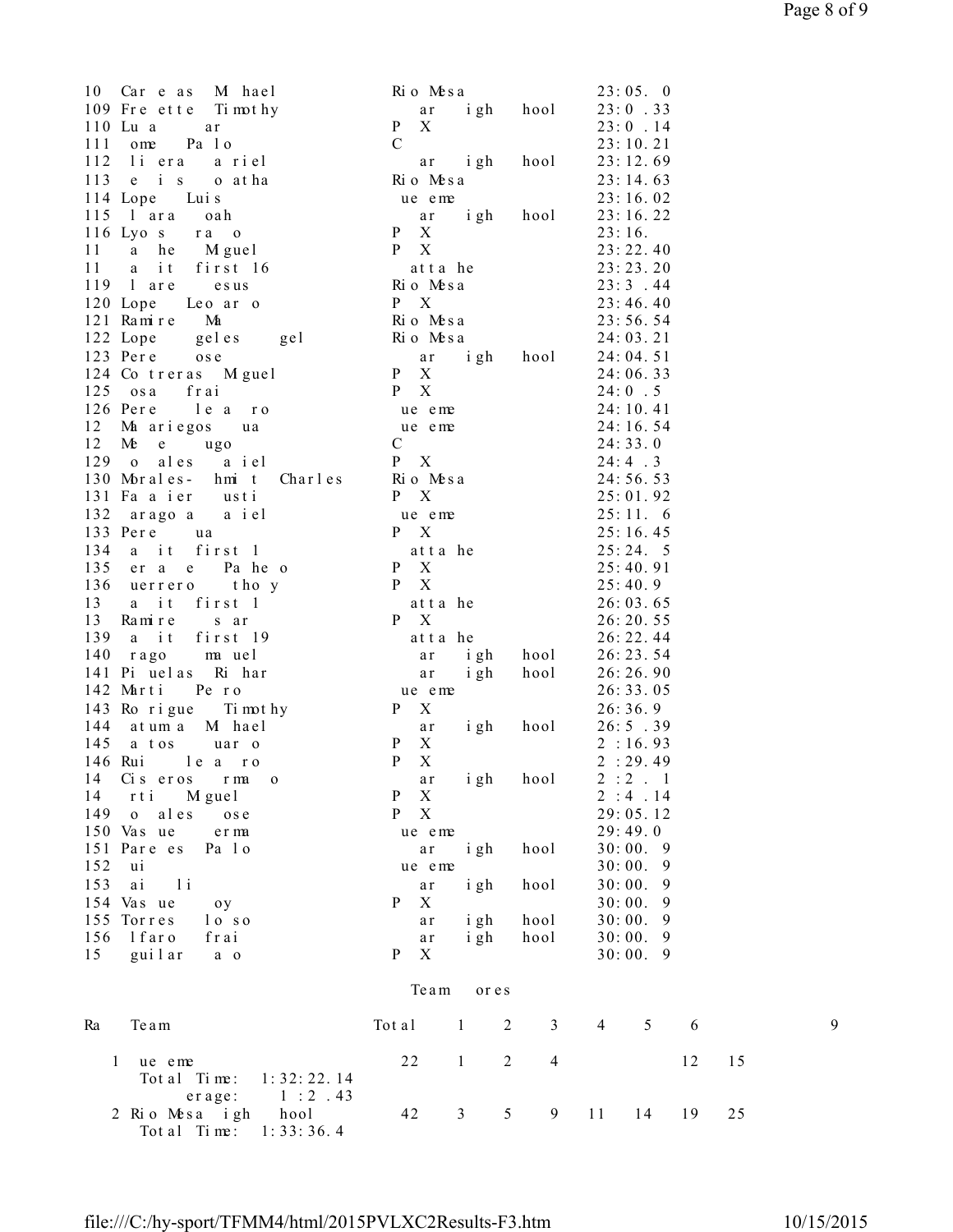| | | | |
|---|---|---|---|
| 10 | Car e as M hael | Rio Mesa | 23:05. 0 |
| 109 | Fre ette Timothy | ar igh hool | 23:0 .33 |
| 110 | Lu a ar | P X | 23:0 .14 |
| 111 | ome Pa lo | C | 23:10.21 |
| 112 | li era a riel | ar igh hool | 23:12.69 |
| 113 | e i s o atha | Rio Mesa | 23:14.63 |
| 114 | Lope Luis | ue eme | 23:16.02 |
| 115 | l ara oah | ar igh hool | 23:16.22 |
| 116 | Lyo s ra o | P X | 23:16. |
| 11 | a he Miguel | P X | 23:22.40 |
| 11 | a it first 16 | atta he | 23:23.20 |
| 119 | l are esus | Rio Mesa | 23:3 .44 |
| 120 | Lope Leo ar o | P X | 23:46.40 |
| 121 | Ramire Ma | Rio Mesa | 23:56.54 |
| 122 | Lope geles gel | Rio Mesa | 24:03.21 |
| 123 | Pere ose | ar igh hool | 24:04.51 |
| 124 | Co treras Miguel | P X | 24:06.33 |
| 125 | osa frai | P X | 24:0 .5 |
| 126 | Pere le a ro | ue eme | 24:10.41 |
| 12 | Ma ariegos ua | ue eme | 24:16.54 |
| 12 | Me e ugo | C | 24:33.0 |
| 129 | o ales a iel | P X | 24:4 .3 |
| 130 | Morales- hmi t Charles | Rio Mesa | 24:56.53 |
| 131 | Fa a ier usti | P X | 25:01.92 |
| 132 | arago a a iel | ue eme | 25:11. 6 |
| 133 | Pere ua | P X | 25:16.45 |
| 134 | a it first 1 | atta he | 25:24. 5 |
| 135 | er a e Pa he o | P X | 25:40.91 |
| 136 | uerrero tho y | P X | 25:40.9 |
| 13 | a it first 1 | atta he | 26:03.65 |
| 13 | Ramire s ar | P X | 26:20.55 |
| 139 | a it first 19 | atta he | 26:22.44 |
| 140 | rago ma uel | ar igh hool | 26:23.54 |
| 141 | Pi uelas Ri har | ar igh hool | 26:26.90 |
| 142 | Marti Pe ro | ue eme | 26:33.05 |
| 143 | Ro rigue Timothy | P X | 26:36.9 |
| 144 | atuma M hael | ar igh hool | 26:5 .39 |
| 145 | a tos uar o | P X | 2 :16.93 |
| 146 | Rui le a ro | P X | 2 :29.49 |
| 14 | Cis eros rma o | ar igh hool | 2 :2 . 1 |
| 14 | rti Miguel | P X | 2 :4 .14 |
| 149 | o ales ose | P X | 29:05.12 |
| 150 | Vas ue erma | ue eme | 29:49.0 |
| 151 | Pare es Pa lo | ar igh hool | 30:00. 9 |
| 152 | ui | ue eme | 30:00. 9 |
| 153 | ai li | ar igh hool | 30:00. 9 |
| 154 | Vas ue oy | P X | 30:00. 9 |
| 155 | Torres lo so | ar igh hool | 30:00. 9 |
| 156 | lfaro frai | ar igh hool | 30:00. 9 |
| 15 | guilar a o | P X | 30:00. 9 |

## Team ores

| Ra | Team | Total | 1 | 2 | 3 | 4 | 5 | 6 | | | 9 |
|---|---|---|---|---|---|---|---|---|---|---|---|
| 1 | ue eme<br>Total Time: 1:32:22.14<br>erage: 1 :2 .43 | 22 | 1 | 2 | 4 | | | 12 | 15 | | |
| 2 | Rio Mesa igh hool<br>Total Time: 1:33:36.4 | 42 | 3 | 5 | 9 | 11 | 14 | 19 | 25 | | |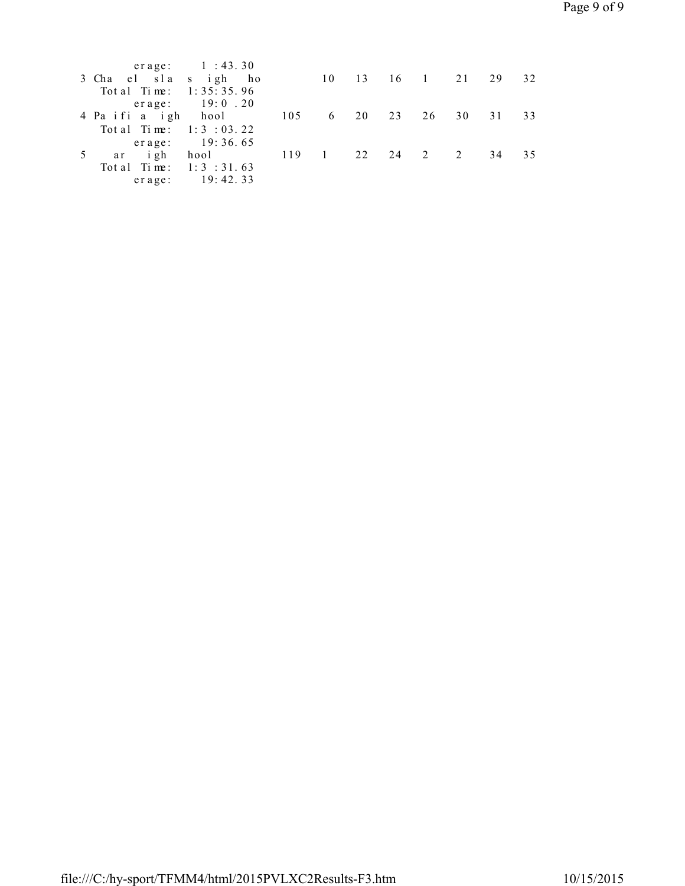```
         erage:      1 :43.30
 3 Cha  el  sla  s  igh    ho          10    13    16    1     21    29    32
     Total Time:   1:35:35.96
         erage:      19:0 .20
 4 Pa ifi a  igh     hool        105     6    20    23    26    30    31    33
     Total Time:   1:3 :03.22
         erage:      19:36.65
 5     ar    igh    hool         119   1     22    24    2     2     34    35
     Total Time:   1:3 :31.63
         erage:      19:42.33
```